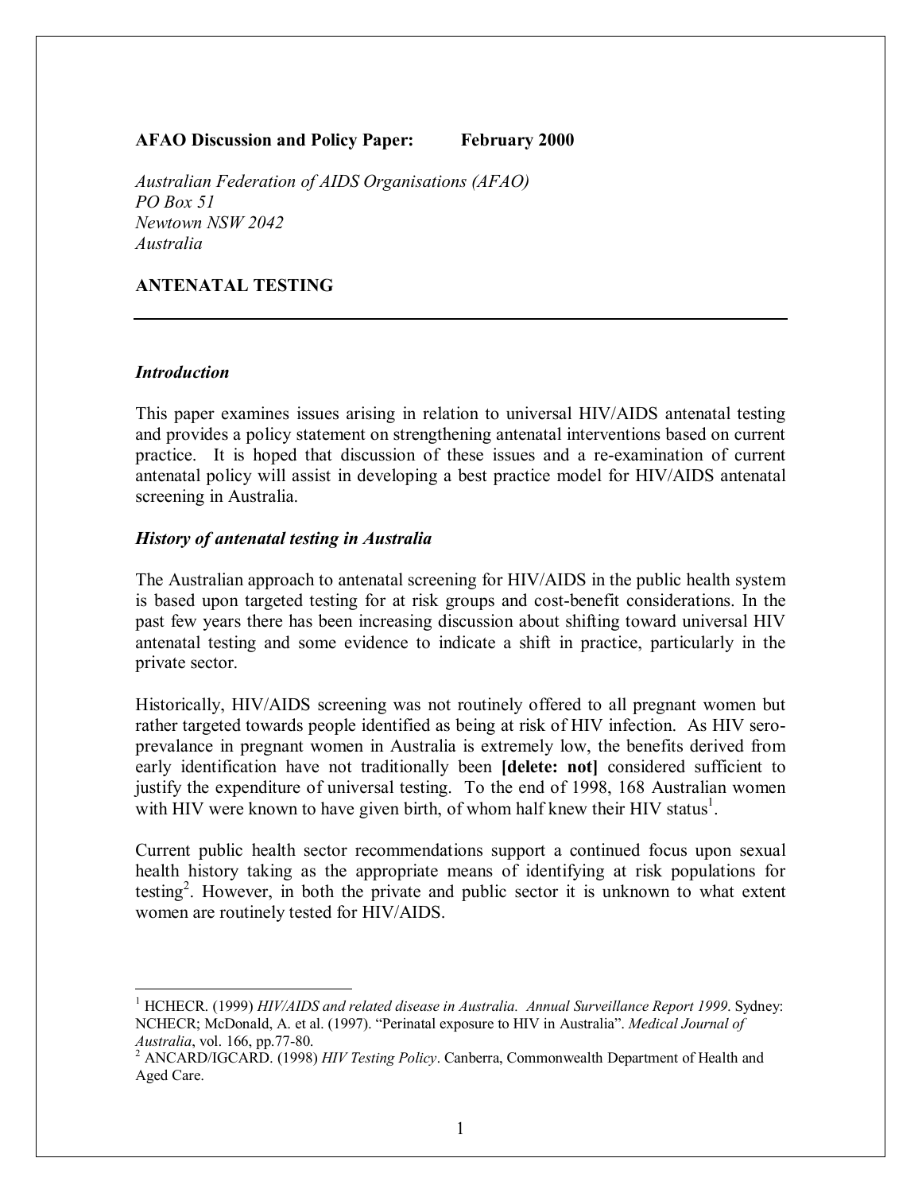**AFAO Discussion and Policy Paper: February 2000**

*Australian Federation of AIDS Organisations (AFAO)*
*PO Box 51*
*Newtown NSW 2042*
*Australia*

**ANTENATAL TESTING**

---

### *Introduction*

This paper examines issues arising in relation to universal HIV/AIDS antenatal testing and provides a policy statement on strengthening antenatal interventions based on current practice. It is hoped that discussion of these issues and a re-examination of current antenatal policy will assist in developing a best practice model for HIV/AIDS antenatal screening in Australia.

### *History of antenatal testing in Australia*

The Australian approach to antenatal screening for HIV/AIDS in the public health system is based upon targeted testing for at risk groups and cost-benefit considerations. In the past few years there has been increasing discussion about shifting toward universal HIV antenatal testing and some evidence to indicate a shift in practice, particularly in the private sector.

Historically, HIV/AIDS screening was not routinely offered to all pregnant women but rather targeted towards people identified as being at risk of HIV infection. As HIV sero-prevalance in pregnant women in Australia is extremely low, the benefits derived from early identification have not traditionally been **[delete: not]** considered sufficient to justify the expenditure of universal testing. To the end of 1998, 168 Australian women with HIV were known to have given birth, of whom half knew their HIV status[1].

Current public health sector recommendations support a continued focus upon sexual health history taking as the appropriate means of identifying at risk populations for testing[2]. However, in both the private and public sector it is unknown to what extent women are routinely tested for HIV/AIDS.

---

[1] HCHECR. (1999) *HIV/AIDS and related disease in Australia. Annual Surveillance Report 1999*. Sydney: NCHECR; McDonald, A. et al. (1997). "Perinatal exposure to HIV in Australia". *Medical Journal of Australia*, vol. 166, pp.77-80.

[2] ANCARD/IGCARD. (1998) *HIV Testing Policy*. Canberra, Commonwealth Department of Health and Aged Care.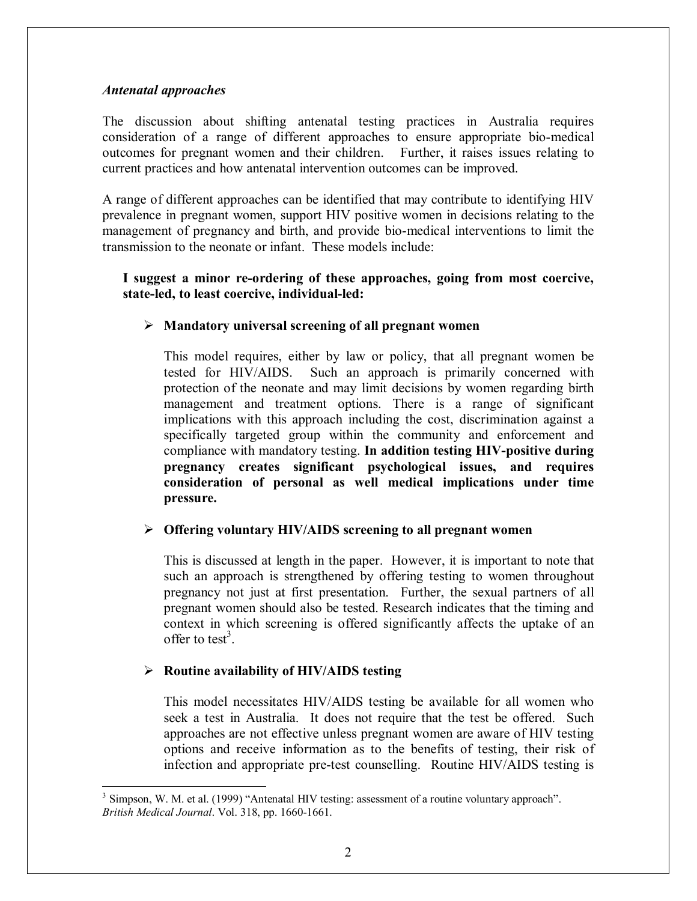*Antenatal approaches*

The discussion about shifting antenatal testing practices in Australia requires consideration of a range of different approaches to ensure appropriate bio-medical outcomes for pregnant women and their children. Further, it raises issues relating to current practices and how antenatal intervention outcomes can be improved.

A range of different approaches can be identified that may contribute to identifying HIV prevalence in pregnant women, support HIV positive women in decisions relating to the management of pregnancy and birth, and provide bio-medical interventions to limit the transmission to the neonate or infant. These models include:

**I suggest a minor re-ordering of these approaches, going from most coercive, state-led, to least coercive, individual-led:**

- **Mandatory universal screening of all pregnant women**

  This model requires, either by law or policy, that all pregnant women be tested for HIV/AIDS. Such an approach is primarily concerned with protection of the neonate and may limit decisions by women regarding birth management and treatment options. There is a range of significant implications with this approach including the cost, discrimination against a specifically targeted group within the community and enforcement and compliance with mandatory testing. **In addition testing HIV-positive during pregnancy creates significant psychological issues, and requires consideration of personal as well medical implications under time pressure.**

- **Offering voluntary HIV/AIDS screening to all pregnant women**

  This is discussed at length in the paper. However, it is important to note that such an approach is strengthened by offering testing to women throughout pregnancy not just at first presentation. Further, the sexual partners of all pregnant women should also be tested. Research indicates that the timing and context in which screening is offered significantly affects the uptake of an offer to test[3].

- **Routine availability of HIV/AIDS testing**

  This model necessitates HIV/AIDS testing be available for all women who seek a test in Australia. It does not require that the test be offered. Such approaches are not effective unless pregnant women are aware of HIV testing options and receive information as to the benefits of testing, their risk of infection and appropriate pre-test counselling. Routine HIV/AIDS testing is

[3] Simpson, W. M. et al. (1999) "Antenatal HIV testing: assessment of a routine voluntary approach". *British Medical Journal*. Vol. 318, pp. 1660-1661.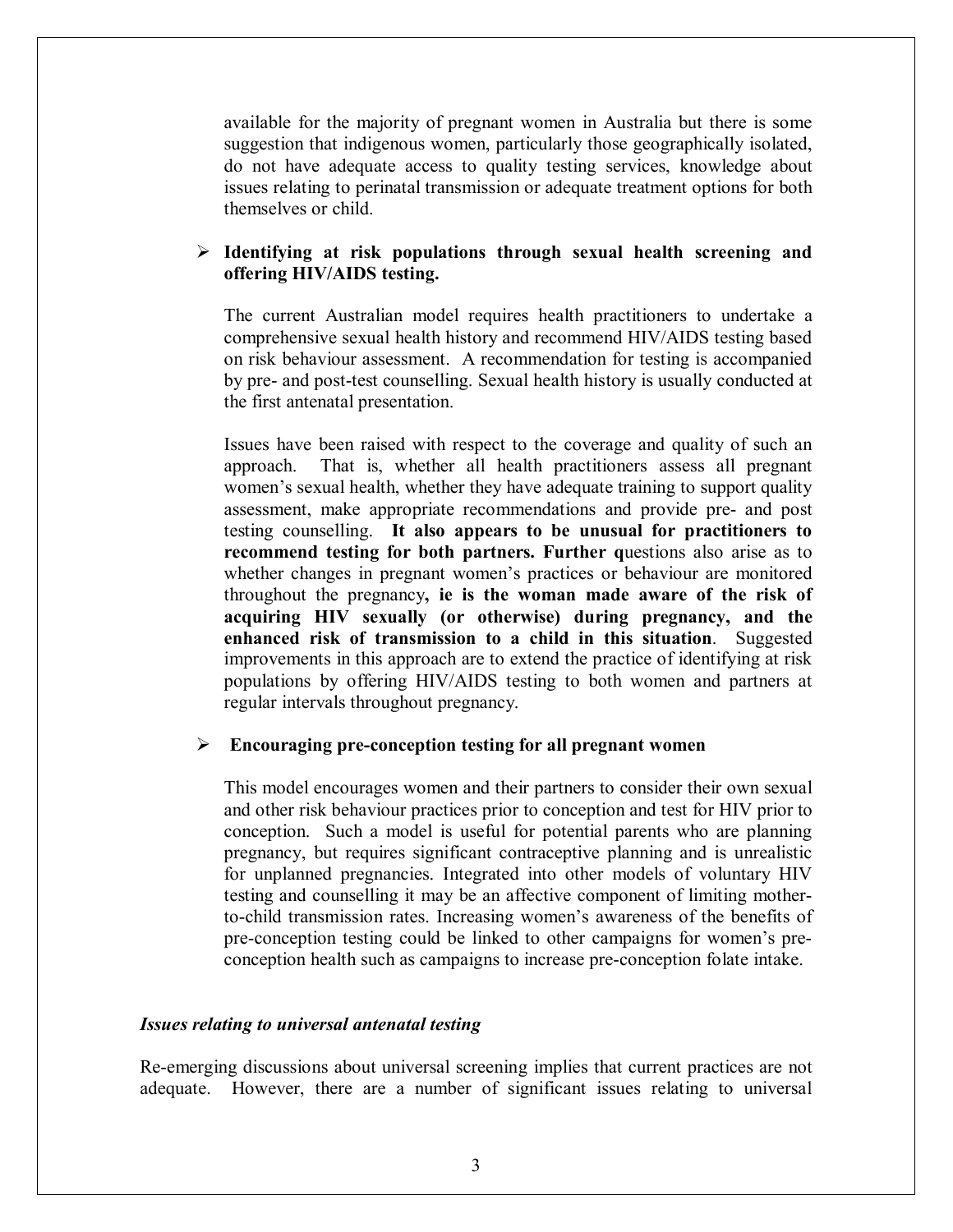available for the majority of pregnant women in Australia but there is some suggestion that indigenous women, particularly those geographically isolated, do not have adequate access to quality testing services, knowledge about issues relating to perinatal transmission or adequate treatment options for both themselves or child.

- **Identifying at risk populations through sexual health screening and offering HIV/AIDS testing.**

  The current Australian model requires health practitioners to undertake a comprehensive sexual health history and recommend HIV/AIDS testing based on risk behaviour assessment. A recommendation for testing is accompanied by pre- and post-test counselling. Sexual health history is usually conducted at the first antenatal presentation.

  Issues have been raised with respect to the coverage and quality of such an approach. That is, whether all health practitioners assess all pregnant women's sexual health, whether they have adequate training to support quality assessment, make appropriate recommendations and provide pre- and post testing counselling. **It also appears to be unusual for practitioners to recommend testing for both partners. Further q**uestions also arise as to whether changes in pregnant women's practices or behaviour are monitored throughout the pregnancy**, ie is the woman made aware of the risk of acquiring HIV sexually (or otherwise) during pregnancy, and the enhanced risk of transmission to a child in this situation**. Suggested improvements in this approach are to extend the practice of identifying at risk populations by offering HIV/AIDS testing to both women and partners at regular intervals throughout pregnancy.

- **Encouraging pre-conception testing for all pregnant women**

  This model encourages women and their partners to consider their own sexual and other risk behaviour practices prior to conception and test for HIV prior to conception. Such a model is useful for potential parents who are planning pregnancy, but requires significant contraceptive planning and is unrealistic for unplanned pregnancies. Integrated into other models of voluntary HIV testing and counselling it may be an affective component of limiting mother-to-child transmission rates. Increasing women's awareness of the benefits of pre-conception testing could be linked to other campaigns for women's pre-conception health such as campaigns to increase pre-conception folate intake.

***Issues relating to universal antenatal testing***

Re-emerging discussions about universal screening implies that current practices are not adequate. However, there are a number of significant issues relating to universal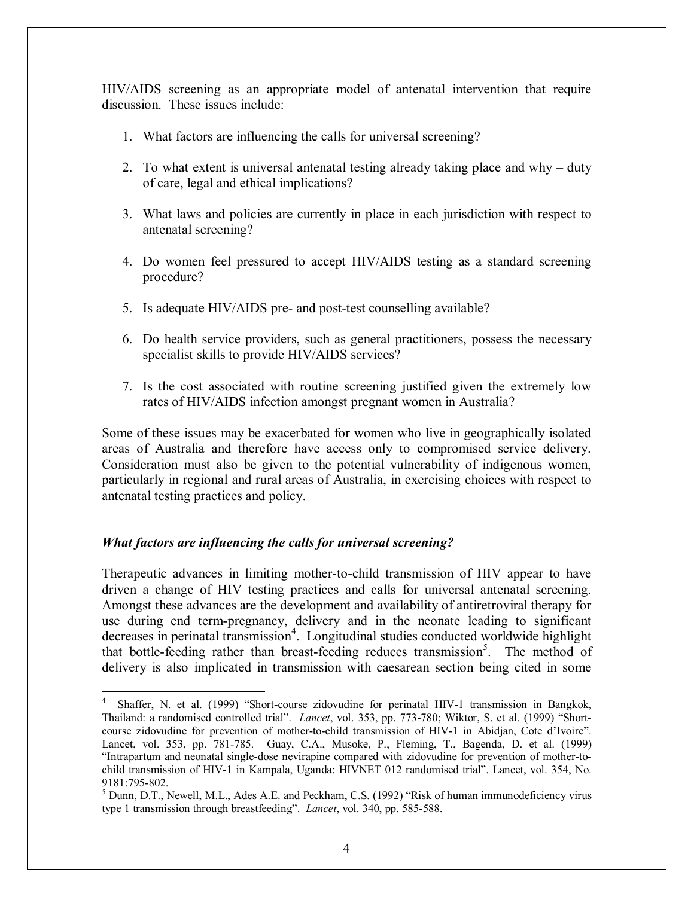HIV/AIDS screening as an appropriate model of antenatal intervention that require discussion. These issues include:

1. What factors are influencing the calls for universal screening?
2. To what extent is universal antenatal testing already taking place and why – duty of care, legal and ethical implications?
3. What laws and policies are currently in place in each jurisdiction with respect to antenatal screening?
4. Do women feel pressured to accept HIV/AIDS testing as a standard screening procedure?
5. Is adequate HIV/AIDS pre- and post-test counselling available?
6. Do health service providers, such as general practitioners, possess the necessary specialist skills to provide HIV/AIDS services?
7. Is the cost associated with routine screening justified given the extremely low rates of HIV/AIDS infection amongst pregnant women in Australia?

Some of these issues may be exacerbated for women who live in geographically isolated areas of Australia and therefore have access only to compromised service delivery. Consideration must also be given to the potential vulnerability of indigenous women, particularly in regional and rural areas of Australia, in exercising choices with respect to antenatal testing practices and policy.

***What factors are influencing the calls for universal screening?***

Therapeutic advances in limiting mother-to-child transmission of HIV appear to have driven a change of HIV testing practices and calls for universal antenatal screening. Amongst these advances are the development and availability of antiretroviral therapy for use during end term-pregnancy, delivery and in the neonate leading to significant decreases in perinatal transmission[4]. Longitudinal studies conducted worldwide highlight that bottle-feeding rather than breast-feeding reduces transmission[5]. The method of delivery is also implicated in transmission with caesarean section being cited in some

---

[4] Shaffer, N. et al. (1999) "Short-course zidovudine for perinatal HIV-1 transmission in Bangkok, Thailand: a randomised controlled trial". *Lancet*, vol. 353, pp. 773-780; Wiktor, S. et al. (1999) "Short-course zidovudine for prevention of mother-to-child transmission of HIV-1 in Abidjan, Cote d'Ivoire". Lancet, vol. 353, pp. 781-785. Guay, C.A., Musoke, P., Fleming, T., Bagenda, D. et al. (1999) "Intrapartum and neonatal single-dose nevirapine compared with zidovudine for prevention of mother-to-child transmission of HIV-1 in Kampala, Uganda: HIVNET 012 randomised trial". Lancet, vol. 354, No. 9181:795-802.

[5] Dunn, D.T., Newell, M.L., Ades A.E. and Peckham, C.S. (1992) "Risk of human immunodeficiency virus type 1 transmission through breastfeeding". *Lancet*, vol. 340, pp. 585-588.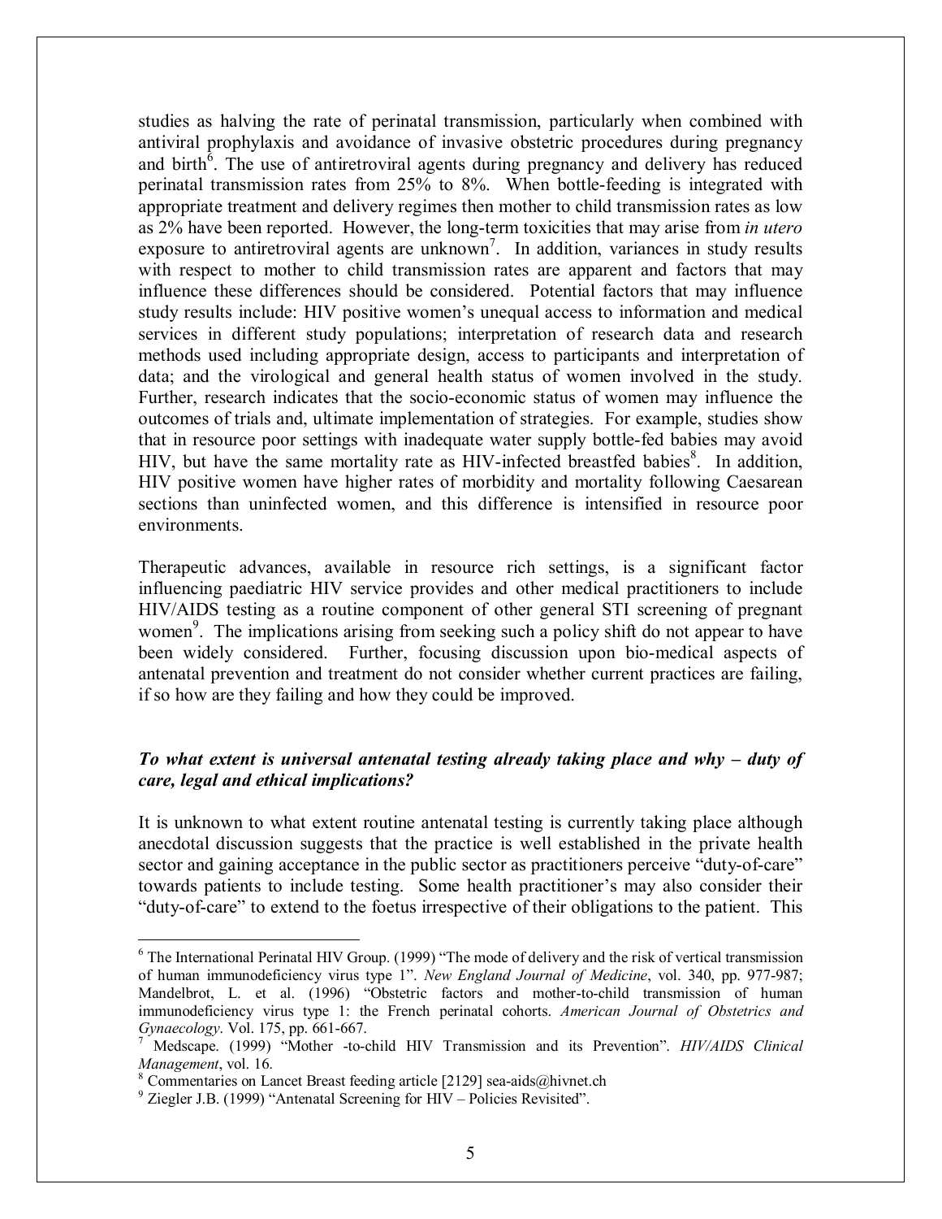studies as halving the rate of perinatal transmission, particularly when combined with antiviral prophylaxis and avoidance of invasive obstetric procedures during pregnancy and birth[6]. The use of antiretroviral agents during pregnancy and delivery has reduced perinatal transmission rates from 25% to 8%. When bottle-feeding is integrated with appropriate treatment and delivery regimes then mother to child transmission rates as low as 2% have been reported. However, the long-term toxicities that may arise from *in utero* exposure to antiretroviral agents are unknown[7]. In addition, variances in study results with respect to mother to child transmission rates are apparent and factors that may influence these differences should be considered. Potential factors that may influence study results include: HIV positive women's unequal access to information and medical services in different study populations; interpretation of research data and research methods used including appropriate design, access to participants and interpretation of data; and the virological and general health status of women involved in the study. Further, research indicates that the socio-economic status of women may influence the outcomes of trials and, ultimate implementation of strategies. For example, studies show that in resource poor settings with inadequate water supply bottle-fed babies may avoid HIV, but have the same mortality rate as HIV-infected breastfed babies[8]. In addition, HIV positive women have higher rates of morbidity and mortality following Caesarean sections than uninfected women, and this difference is intensified in resource poor environments.

Therapeutic advances, available in resource rich settings, is a significant factor influencing paediatric HIV service provides and other medical practitioners to include HIV/AIDS testing as a routine component of other general STI screening of pregnant women[9]. The implications arising from seeking such a policy shift do not appear to have been widely considered. Further, focusing discussion upon bio-medical aspects of antenatal prevention and treatment do not consider whether current practices are failing, if so how are they failing and how they could be improved.

### *To what extent is universal antenatal testing already taking place and why – duty of care, legal and ethical implications?*

It is unknown to what extent routine antenatal testing is currently taking place although anecdotal discussion suggests that the practice is well established in the private health sector and gaining acceptance in the public sector as practitioners perceive "duty-of-care" towards patients to include testing. Some health practitioner's may also consider their "duty-of-care" to extend to the foetus irrespective of their obligations to the patient. This

---

[6] The International Perinatal HIV Group. (1999) "The mode of delivery and the risk of vertical transmission of human immunodeficiency virus type 1". *New England Journal of Medicine*, vol. 340, pp. 977-987; Mandelbrot, L. et al. (1996) "Obstetric factors and mother-to-child transmission of human immunodeficiency virus type 1: the French perinatal cohorts. *American Journal of Obstetrics and Gynaecology*. Vol. 175, pp. 661-667.

[7] Medscape. (1999) "Mother -to-child HIV Transmission and its Prevention". *HIV/AIDS Clinical Management*, vol. 16.

[8] Commentaries on Lancet Breast feeding article [2129] sea-aids@hivnet.ch

[9] Ziegler J.B. (1999) "Antenatal Screening for HIV – Policies Revisited".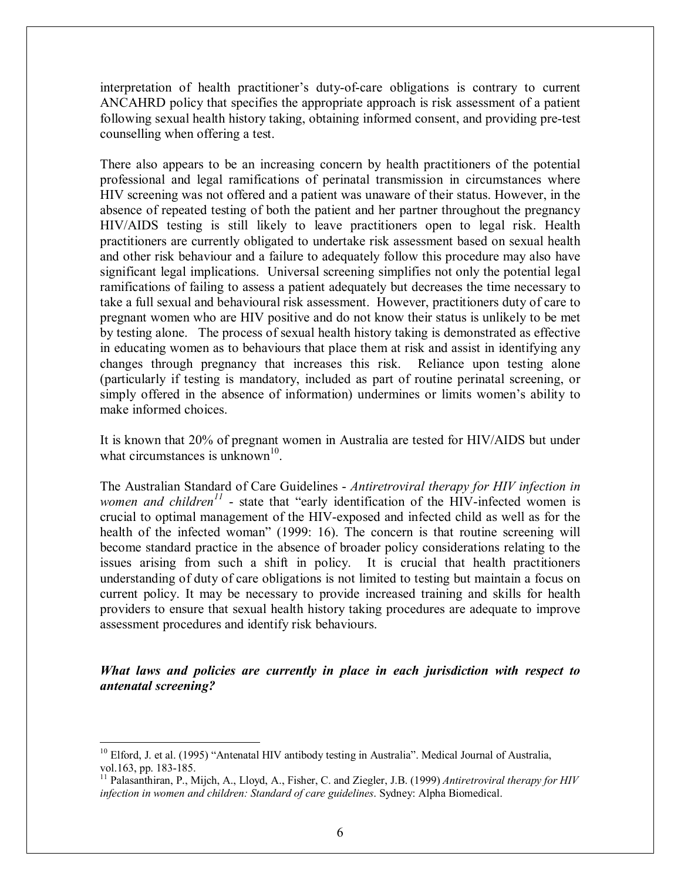interpretation of health practitioner's duty-of-care obligations is contrary to current ANCAHRD policy that specifies the appropriate approach is risk assessment of a patient following sexual health history taking, obtaining informed consent, and providing pre-test counselling when offering a test.

There also appears to be an increasing concern by health practitioners of the potential professional and legal ramifications of perinatal transmission in circumstances where HIV screening was not offered and a patient was unaware of their status. However, in the absence of repeated testing of both the patient and her partner throughout the pregnancy HIV/AIDS testing is still likely to leave practitioners open to legal risk. Health practitioners are currently obligated to undertake risk assessment based on sexual health and other risk behaviour and a failure to adequately follow this procedure may also have significant legal implications. Universal screening simplifies not only the potential legal ramifications of failing to assess a patient adequately but decreases the time necessary to take a full sexual and behavioural risk assessment. However, practitioners duty of care to pregnant women who are HIV positive and do not know their status is unlikely to be met by testing alone. The process of sexual health history taking is demonstrated as effective in educating women as to behaviours that place them at risk and assist in identifying any changes through pregnancy that increases this risk. Reliance upon testing alone (particularly if testing is mandatory, included as part of routine perinatal screening, or simply offered in the absence of information) undermines or limits women's ability to make informed choices.

It is known that 20% of pregnant women in Australia are tested for HIV/AIDS but under what circumstances is unknown[10].

The Australian Standard of Care Guidelines - *Antiretroviral therapy for HIV infection in women and children*[11] - state that "early identification of the HIV-infected women is crucial to optimal management of the HIV-exposed and infected child as well as for the health of the infected woman" (1999: 16). The concern is that routine screening will become standard practice in the absence of broader policy considerations relating to the issues arising from such a shift in policy. It is crucial that health practitioners understanding of duty of care obligations is not limited to testing but maintain a focus on current policy. It may be necessary to provide increased training and skills for health providers to ensure that sexual health history taking procedures are adequate to improve assessment procedures and identify risk behaviours.

***What laws and policies are currently in place in each jurisdiction with respect to antenatal screening?***

[10] Elford, J. et al. (1995) "Antenatal HIV antibody testing in Australia". Medical Journal of Australia, vol.163, pp. 183-185.

[11] Palasanthiran, P., Mijch, A., Lloyd, A., Fisher, C. and Ziegler, J.B. (1999) *Antiretroviral therapy for HIV infection in women and children: Standard of care guidelines*. Sydney: Alpha Biomedical.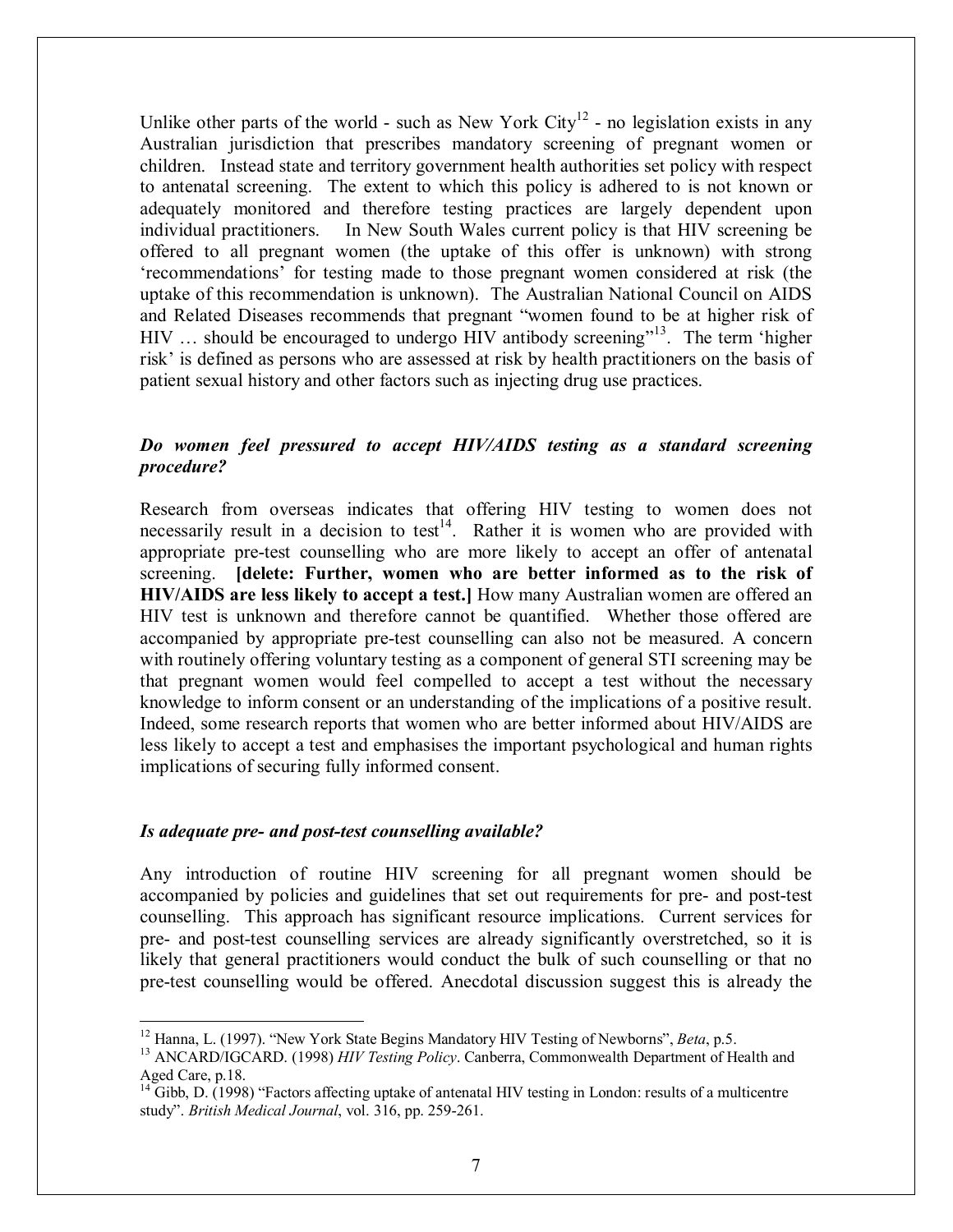Unlike other parts of the world - such as New York City[12] - no legislation exists in any Australian jurisdiction that prescribes mandatory screening of pregnant women or children. Instead state and territory government health authorities set policy with respect to antenatal screening. The extent to which this policy is adhered to is not known or adequately monitored and therefore testing practices are largely dependent upon individual practitioners. In New South Wales current policy is that HIV screening be offered to all pregnant women (the uptake of this offer is unknown) with strong 'recommendations' for testing made to those pregnant women considered at risk (the uptake of this recommendation is unknown). The Australian National Council on AIDS and Related Diseases recommends that pregnant "women found to be at higher risk of HIV … should be encouraged to undergo HIV antibody screening"[13]. The term 'higher risk' is defined as persons who are assessed at risk by health practitioners on the basis of patient sexual history and other factors such as injecting drug use practices.

### *Do women feel pressured to accept HIV/AIDS testing as a standard screening procedure?*

Research from overseas indicates that offering HIV testing to women does not necessarily result in a decision to test[14]. Rather it is women who are provided with appropriate pre-test counselling who are more likely to accept an offer of antenatal screening. **[delete: Further, women who are better informed as to the risk of HIV/AIDS are less likely to accept a test.]** How many Australian women are offered an HIV test is unknown and therefore cannot be quantified. Whether those offered are accompanied by appropriate pre-test counselling can also not be measured. A concern with routinely offering voluntary testing as a component of general STI screening may be that pregnant women would feel compelled to accept a test without the necessary knowledge to inform consent or an understanding of the implications of a positive result. Indeed, some research reports that women who are better informed about HIV/AIDS are less likely to accept a test and emphasises the important psychological and human rights implications of securing fully informed consent.

### *Is adequate pre- and post-test counselling available?*

Any introduction of routine HIV screening for all pregnant women should be accompanied by policies and guidelines that set out requirements for pre- and post-test counselling. This approach has significant resource implications. Current services for pre- and post-test counselling services are already significantly overstretched, so it is likely that general practitioners would conduct the bulk of such counselling or that no pre-test counselling would be offered. Anecdotal discussion suggest this is already the

---

[12] Hanna, L. (1997). "New York State Begins Mandatory HIV Testing of Newborns", *Beta*, p.5.

[13] ANCARD/IGCARD. (1998) *HIV Testing Policy*. Canberra, Commonwealth Department of Health and Aged Care, p.18.

[14] Gibb, D. (1998) "Factors affecting uptake of antenatal HIV testing in London: results of a multicentre study". *British Medical Journal*, vol. 316, pp. 259-261.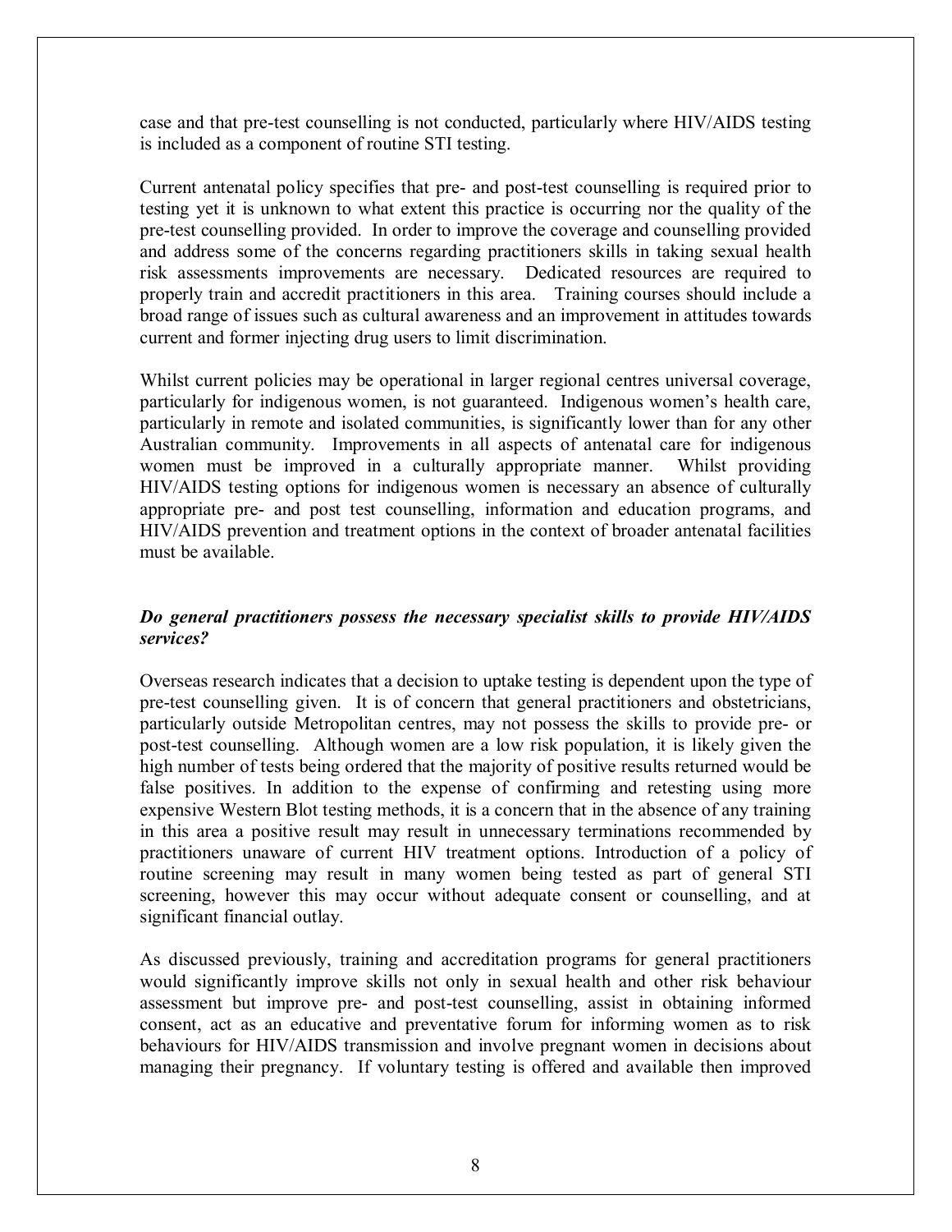case and that pre-test counselling is not conducted, particularly where HIV/AIDS testing is included as a component of routine STI testing.

Current antenatal policy specifies that pre- and post-test counselling is required prior to testing yet it is unknown to what extent this practice is occurring nor the quality of the pre-test counselling provided. In order to improve the coverage and counselling provided and address some of the concerns regarding practitioners skills in taking sexual health risk assessments improvements are necessary. Dedicated resources are required to properly train and accredit practitioners in this area. Training courses should include a broad range of issues such as cultural awareness and an improvement in attitudes towards current and former injecting drug users to limit discrimination.

Whilst current policies may be operational in larger regional centres universal coverage, particularly for indigenous women, is not guaranteed. Indigenous women's health care, particularly in remote and isolated communities, is significantly lower than for any other Australian community. Improvements in all aspects of antenatal care for indigenous women must be improved in a culturally appropriate manner. Whilst providing HIV/AIDS testing options for indigenous women is necessary an absence of culturally appropriate pre- and post test counselling, information and education programs, and HIV/AIDS prevention and treatment options in the context of broader antenatal facilities must be available.

### *Do general practitioners possess the necessary specialist skills to provide HIV/AIDS services?*

Overseas research indicates that a decision to uptake testing is dependent upon the type of pre-test counselling given. It is of concern that general practitioners and obstetricians, particularly outside Metropolitan centres, may not possess the skills to provide pre- or post-test counselling. Although women are a low risk population, it is likely given the high number of tests being ordered that the majority of positive results returned would be false positives. In addition to the expense of confirming and retesting using more expensive Western Blot testing methods, it is a concern that in the absence of any training in this area a positive result may result in unnecessary terminations recommended by practitioners unaware of current HIV treatment options. Introduction of a policy of routine screening may result in many women being tested as part of general STI screening, however this may occur without adequate consent or counselling, and at significant financial outlay.

As discussed previously, training and accreditation programs for general practitioners would significantly improve skills not only in sexual health and other risk behaviour assessment but improve pre- and post-test counselling, assist in obtaining informed consent, act as an educative and preventative forum for informing women as to risk behaviours for HIV/AIDS transmission and involve pregnant women in decisions about managing their pregnancy. If voluntary testing is offered and available then improved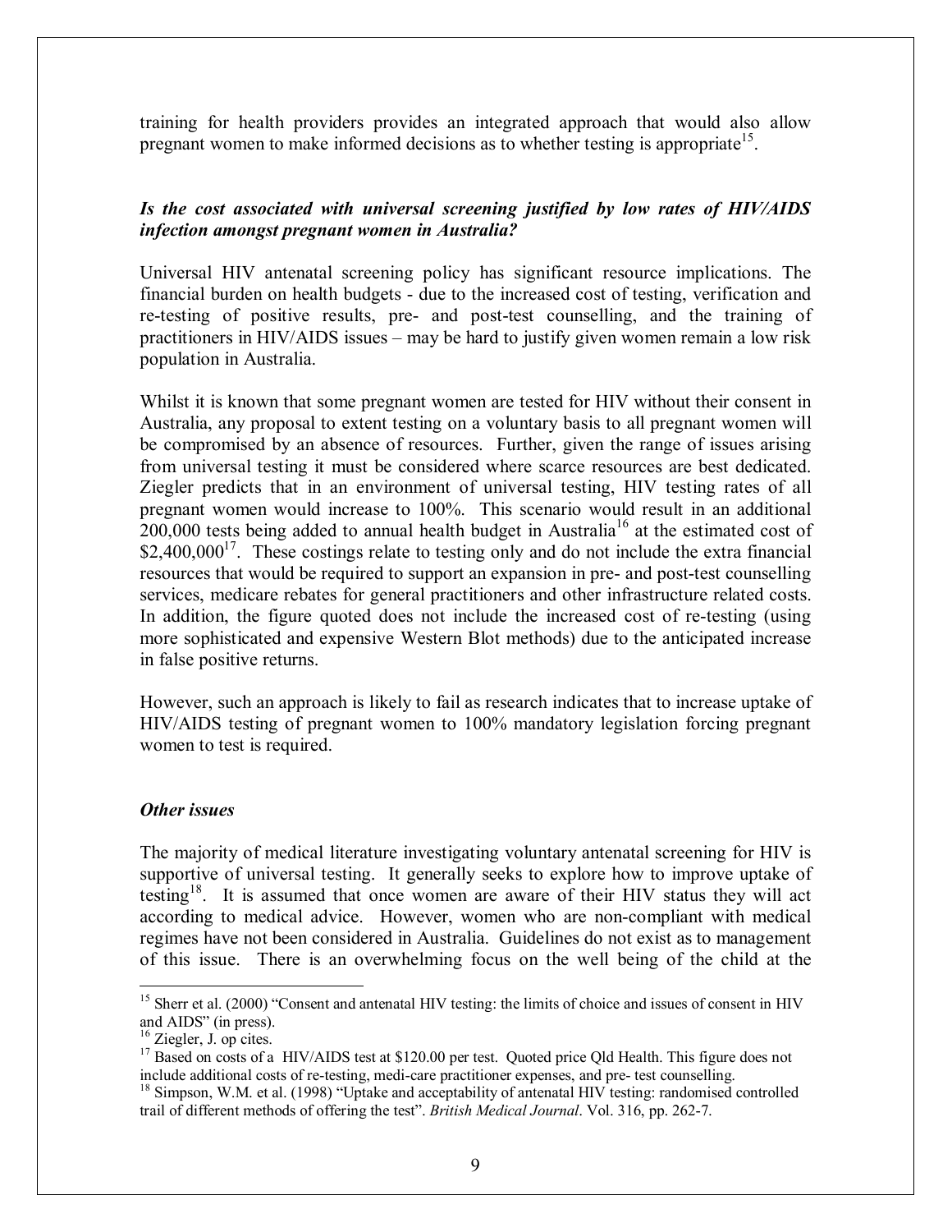training for health providers provides an integrated approach that would also allow pregnant women to make informed decisions as to whether testing is appropriate[15].

***Is the cost associated with universal screening justified by low rates of HIV/AIDS infection amongst pregnant women in Australia?***

Universal HIV antenatal screening policy has significant resource implications. The financial burden on health budgets - due to the increased cost of testing, verification and re-testing of positive results, pre- and post-test counselling, and the training of practitioners in HIV/AIDS issues – may be hard to justify given women remain a low risk population in Australia.

Whilst it is known that some pregnant women are tested for HIV without their consent in Australia, any proposal to extent testing on a voluntary basis to all pregnant women will be compromised by an absence of resources. Further, given the range of issues arising from universal testing it must be considered where scarce resources are best dedicated. Ziegler predicts that in an environment of universal testing, HIV testing rates of all pregnant women would increase to 100%. This scenario would result in an additional 200,000 tests being added to annual health budget in Australia[16] at the estimated cost of $2,400,000[17]. These costings relate to testing only and do not include the extra financial resources that would be required to support an expansion in pre- and post-test counselling services, medicare rebates for general practitioners and other infrastructure related costs. In addition, the figure quoted does not include the increased cost of re-testing (using more sophisticated and expensive Western Blot methods) due to the anticipated increase in false positive returns.

However, such an approach is likely to fail as research indicates that to increase uptake of HIV/AIDS testing of pregnant women to 100% mandatory legislation forcing pregnant women to test is required.

***Other issues***

The majority of medical literature investigating voluntary antenatal screening for HIV is supportive of universal testing. It generally seeks to explore how to improve uptake of testing[18]. It is assumed that once women are aware of their HIV status they will act according to medical advice. However, women who are non-compliant with medical regimes have not been considered in Australia. Guidelines do not exist as to management of this issue. There is an overwhelming focus on the well being of the child at the

---

[15] Sherr et al. (2000) "Consent and antenatal HIV testing: the limits of choice and issues of consent in HIV and AIDS" (in press).

[16] Ziegler, J. op cites.

[17] Based on costs of a HIV/AIDS test at $120.00 per test. Quoted price Qld Health. This figure does not include additional costs of re-testing, medi-care practitioner expenses, and pre- test counselling.

[18] Simpson, W.M. et al. (1998) "Uptake and acceptability of antenatal HIV testing: randomised controlled trail of different methods of offering the test". *British Medical Journal*. Vol. 316, pp. 262-7.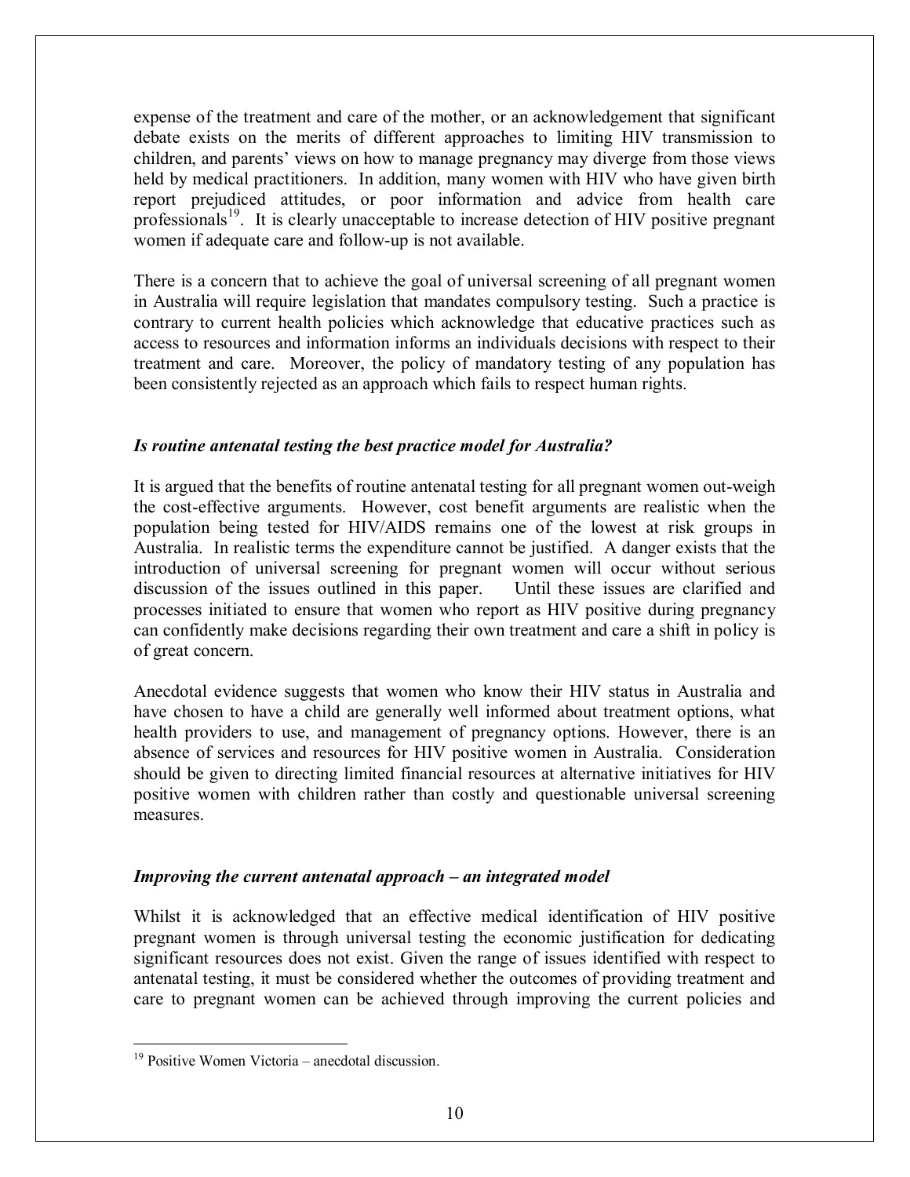expense of the treatment and care of the mother, or an acknowledgement that significant debate exists on the merits of different approaches to limiting HIV transmission to children, and parents' views on how to manage pregnancy may diverge from those views held by medical practitioners. In addition, many women with HIV who have given birth report prejudiced attitudes, or poor information and advice from health care professionals[19]. It is clearly unacceptable to increase detection of HIV positive pregnant women if adequate care and follow-up is not available.

There is a concern that to achieve the goal of universal screening of all pregnant women in Australia will require legislation that mandates compulsory testing. Such a practice is contrary to current health policies which acknowledge that educative practices such as access to resources and information informs an individuals decisions with respect to their treatment and care. Moreover, the policy of mandatory testing of any population has been consistently rejected as an approach which fails to respect human rights.

### *Is routine antenatal testing the best practice model for Australia?*

It is argued that the benefits of routine antenatal testing for all pregnant women out-weigh the cost-effective arguments. However, cost benefit arguments are realistic when the population being tested for HIV/AIDS remains one of the lowest at risk groups in Australia. In realistic terms the expenditure cannot be justified. A danger exists that the introduction of universal screening for pregnant women will occur without serious discussion of the issues outlined in this paper. Until these issues are clarified and processes initiated to ensure that women who report as HIV positive during pregnancy can confidently make decisions regarding their own treatment and care a shift in policy is of great concern.

Anecdotal evidence suggests that women who know their HIV status in Australia and have chosen to have a child are generally well informed about treatment options, what health providers to use, and management of pregnancy options. However, there is an absence of services and resources for HIV positive women in Australia. Consideration should be given to directing limited financial resources at alternative initiatives for HIV positive women with children rather than costly and questionable universal screening measures.

### *Improving the current antenatal approach – an integrated model*

Whilst it is acknowledged that an effective medical identification of HIV positive pregnant women is through universal testing the economic justification for dedicating significant resources does not exist. Given the range of issues identified with respect to antenatal testing, it must be considered whether the outcomes of providing treatment and care to pregnant women can be achieved through improving the current policies and

---

[19] Positive Women Victoria – anecdotal discussion.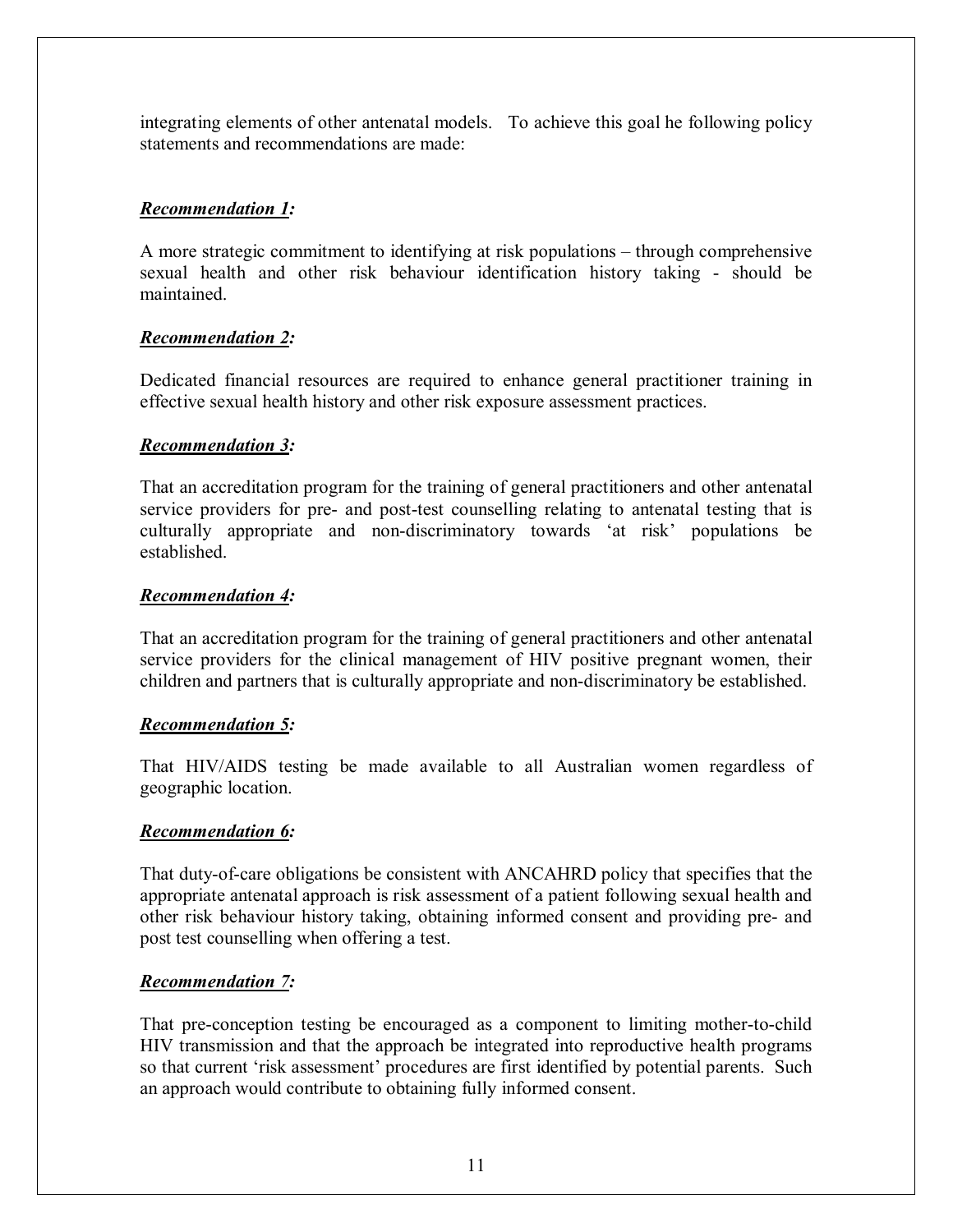integrating elements of other antenatal models. To achieve this goal he following policy statements and recommendations are made:

***Recommendation 1:***

A more strategic commitment to identifying at risk populations – through comprehensive sexual health and other risk behaviour identification history taking - should be maintained.

***Recommendation 2:***

Dedicated financial resources are required to enhance general practitioner training in effective sexual health history and other risk exposure assessment practices.

***Recommendation 3:***

That an accreditation program for the training of general practitioners and other antenatal service providers for pre- and post-test counselling relating to antenatal testing that is culturally appropriate and non-discriminatory towards 'at risk' populations be established.

***Recommendation 4:***

That an accreditation program for the training of general practitioners and other antenatal service providers for the clinical management of HIV positive pregnant women, their children and partners that is culturally appropriate and non-discriminatory be established.

***Recommendation 5:***

That HIV/AIDS testing be made available to all Australian women regardless of geographic location.

***Recommendation 6:***

That duty-of-care obligations be consistent with ANCAHRD policy that specifies that the appropriate antenatal approach is risk assessment of a patient following sexual health and other risk behaviour history taking, obtaining informed consent and providing pre- and post test counselling when offering a test.

***Recommendation 7:***

That pre-conception testing be encouraged as a component to limiting mother-to-child HIV transmission and that the approach be integrated into reproductive health programs so that current 'risk assessment' procedures are first identified by potential parents. Such an approach would contribute to obtaining fully informed consent.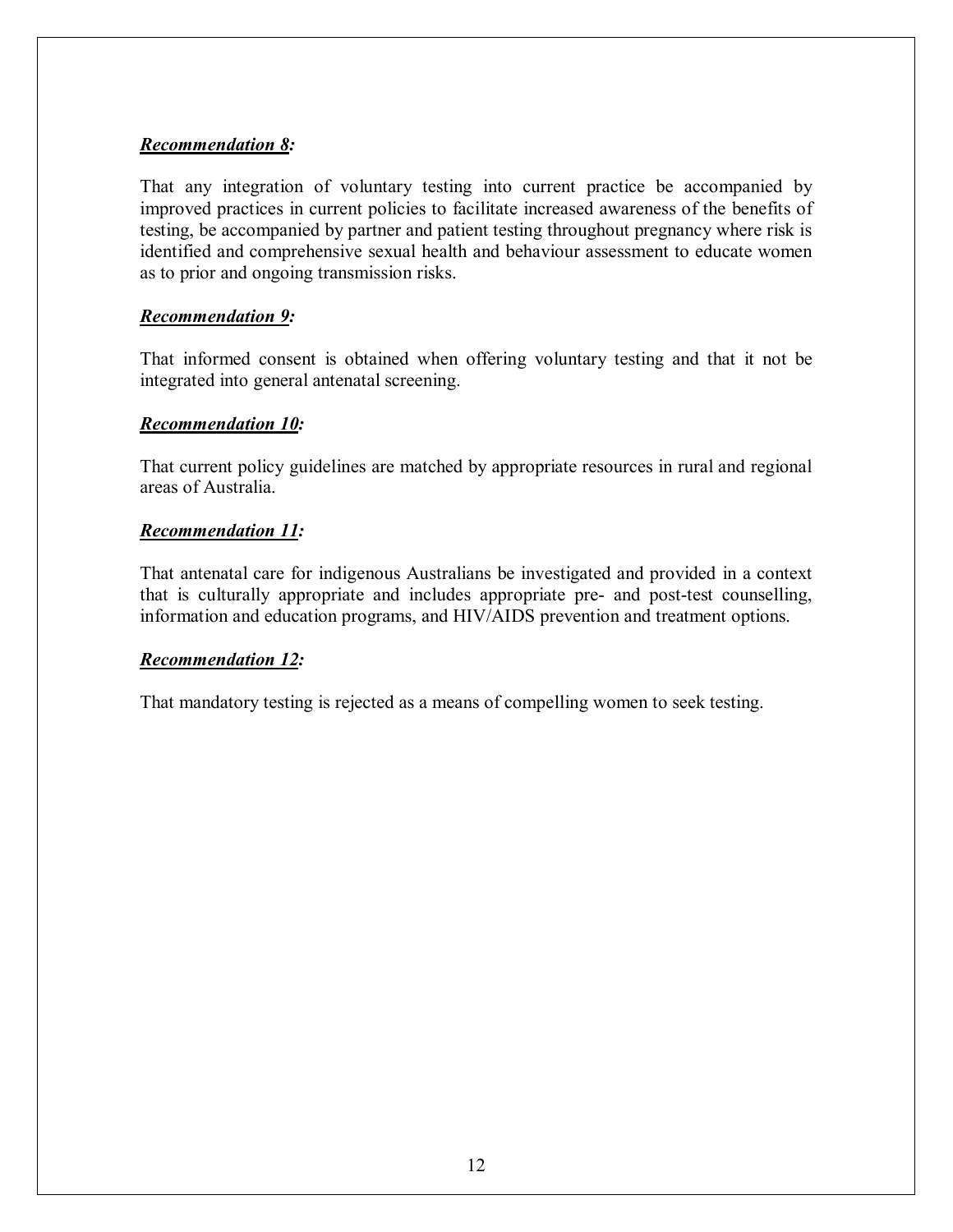***Recommendation 8:***

That any integration of voluntary testing into current practice be accompanied by improved practices in current policies to facilitate increased awareness of the benefits of testing, be accompanied by partner and patient testing throughout pregnancy where risk is identified and comprehensive sexual health and behaviour assessment to educate women as to prior and ongoing transmission risks.

***Recommendation 9:***

That informed consent is obtained when offering voluntary testing and that it not be integrated into general antenatal screening.

***Recommendation 10:***

That current policy guidelines are matched by appropriate resources in rural and regional areas of Australia.

***Recommendation 11:***

That antenatal care for indigenous Australians be investigated and provided in a context that is culturally appropriate and includes appropriate pre- and post-test counselling, information and education programs, and HIV/AIDS prevention and treatment options.

***Recommendation 12:***

That mandatory testing is rejected as a means of compelling women to seek testing.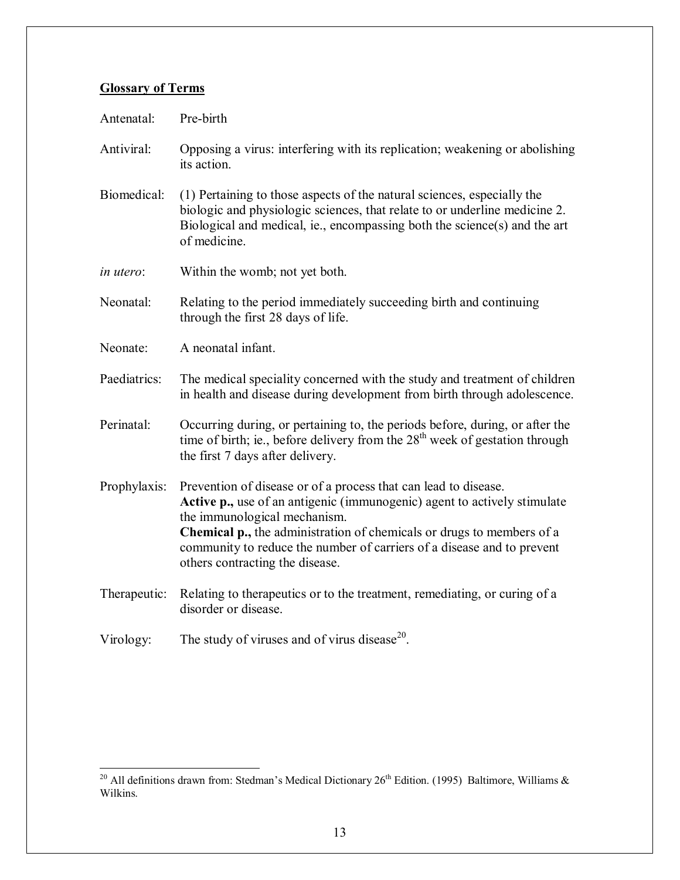**Glossary of Terms**

Antenatal: Pre-birth

Antiviral: Opposing a virus: interfering with its replication; weakening or abolishing its action.

Biomedical: (1) Pertaining to those aspects of the natural sciences, especially the biologic and physiologic sciences, that relate to or underline medicine 2. Biological and medical, ie., encompassing both the science(s) and the art of medicine.

*in utero*: Within the womb; not yet both.

Neonatal: Relating to the period immediately succeeding birth and continuing through the first 28 days of life.

Neonate: A neonatal infant.

Paediatrics: The medical speciality concerned with the study and treatment of children in health and disease during development from birth through adolescence.

Perinatal: Occurring during, or pertaining to, the periods before, during, or after the time of birth; ie., before delivery from the 28th week of gestation through the first 7 days after delivery.

Prophylaxis: Prevention of disease or of a process that can lead to disease.
**Active p.,** use of an antigenic (immunogenic) agent to actively stimulate the immunological mechanism.
**Chemical p.,** the administration of chemicals or drugs to members of a community to reduce the number of carriers of a disease and to prevent others contracting the disease.

Therapeutic: Relating to therapeutics or to the treatment, remediating, or curing of a disorder or disease.

Virology: The study of viruses and of virus disease[20].

---

[20] All definitions drawn from: Stedman's Medical Dictionary 26th Edition. (1995) Baltimore, Williams & Wilkins.